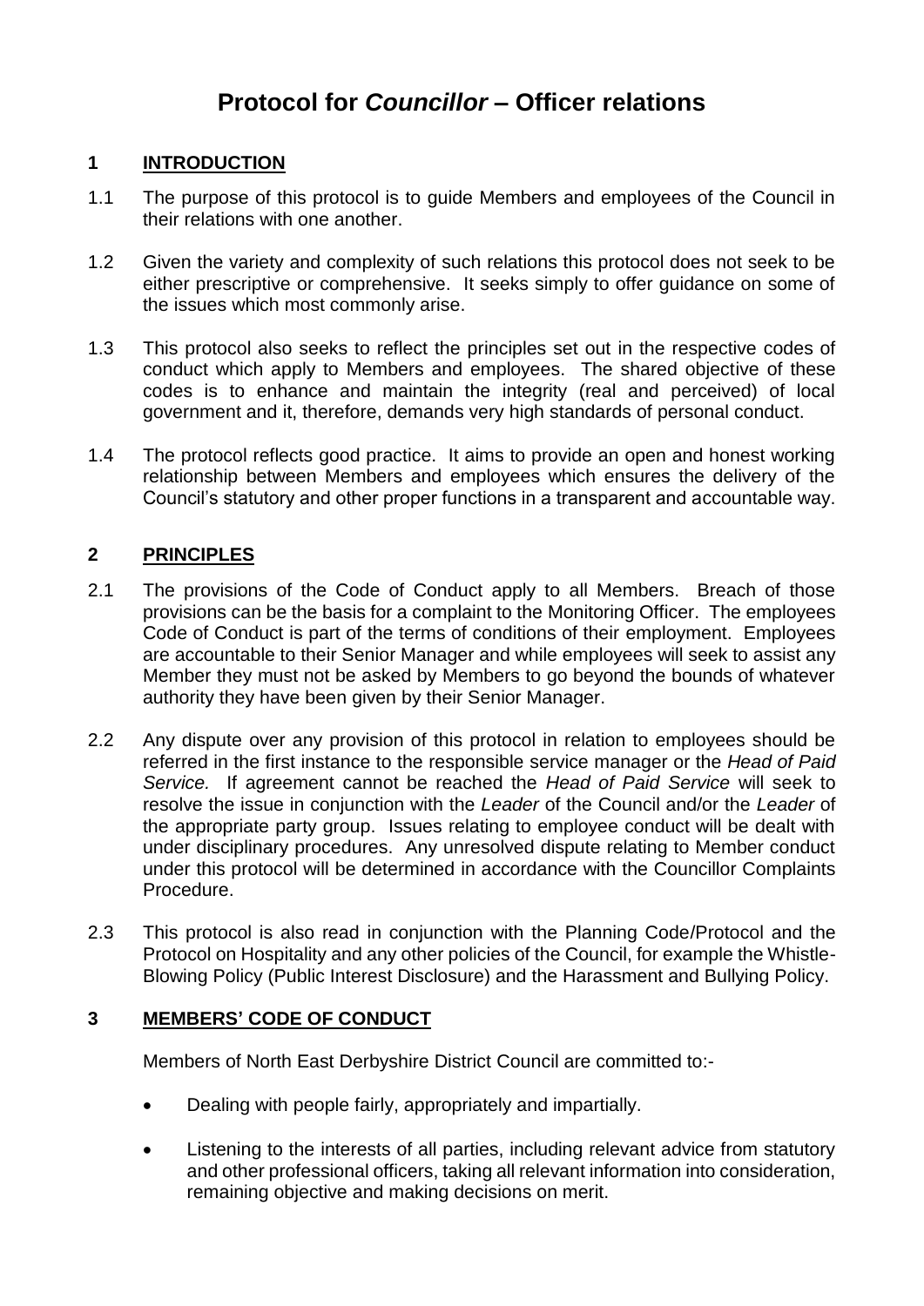# Protocol for *Councillor* – Officer relations

## 1 INTRODUCTION

1.1 The purpose of this protocol is to guide Members and employees of the Council in their relations with one another.

1.2 Given the variety and complexity of such relations this protocol does not seek to be either prescriptive or comprehensive. It seeks simply to offer guidance on some of the issues which most commonly arise.

1.3 This protocol also seeks to reflect the principles set out in the respective codes of conduct which apply to Members and employees. The shared objective of these codes is to enhance and maintain the integrity (real and perceived) of local government and it, therefore, demands very high standards of personal conduct.

1.4 The protocol reflects good practice. It aims to provide an open and honest working relationship between Members and employees which ensures the delivery of the Council's statutory and other proper functions in a transparent and accountable way.

## 2 PRINCIPLES

2.1 The provisions of the Code of Conduct apply to all Members. Breach of those provisions can be the basis for a complaint to the Monitoring Officer. The employees Code of Conduct is part of the terms of conditions of their employment. Employees are accountable to their Senior Manager and while employees will seek to assist any Member they must not be asked by Members to go beyond the bounds of whatever authority they have been given by their Senior Manager.

2.2 Any dispute over any provision of this protocol in relation to employees should be referred in the first instance to the responsible service manager or the *Head of Paid Service.* If agreement cannot be reached the *Head of Paid Service* will seek to resolve the issue in conjunction with the *Leader* of the Council and/or the *Leader* of the appropriate party group. Issues relating to employee conduct will be dealt with under disciplinary procedures. Any unresolved dispute relating to Member conduct under this protocol will be determined in accordance with the Councillor Complaints Procedure.

2.3 This protocol is also read in conjunction with the Planning Code/Protocol and the Protocol on Hospitality and any other policies of the Council, for example the Whistle-Blowing Policy (Public Interest Disclosure) and the Harassment and Bullying Policy.

## 3 MEMBERS' CODE OF CONDUCT

Members of North East Derbyshire District Council are committed to:-

- Dealing with people fairly, appropriately and impartially.
- Listening to the interests of all parties, including relevant advice from statutory and other professional officers, taking all relevant information into consideration, remaining objective and making decisions on merit.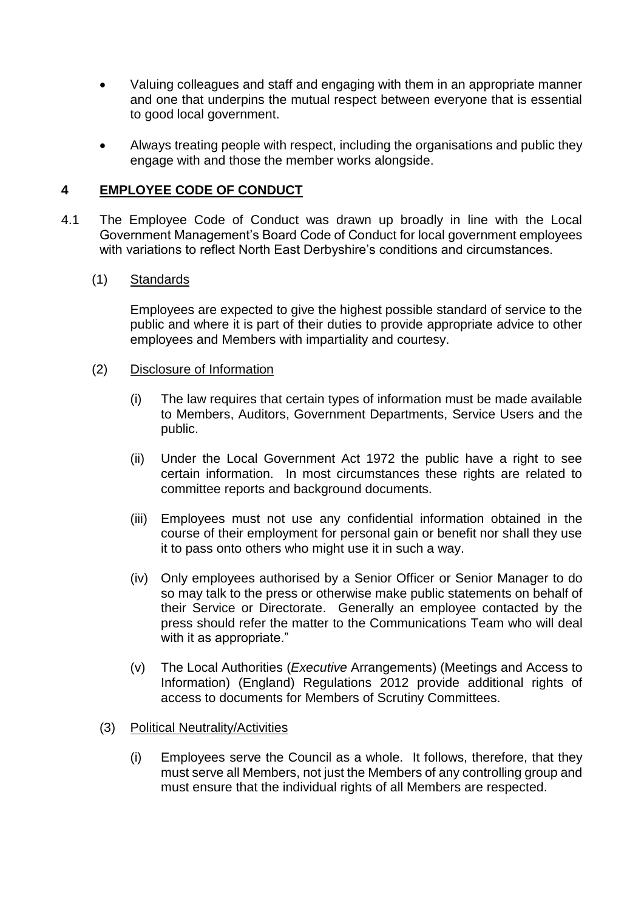- Valuing colleagues and staff and engaging with them in an appropriate manner and one that underpins the mutual respect between everyone that is essential to good local government.

- Always treating people with respect, including the organisations and public they engage with and those the member works alongside.

## 4 EMPLOYEE CODE OF CONDUCT

4.1 The Employee Code of Conduct was drawn up broadly in line with the Local Government Management's Board Code of Conduct for local government employees with variations to reflect North East Derbyshire's conditions and circumstances.

(1) Standards

Employees are expected to give the highest possible standard of service to the public and where it is part of their duties to provide appropriate advice to other employees and Members with impartiality and courtesy.

(2) Disclosure of Information

(i) The law requires that certain types of information must be made available to Members, Auditors, Government Departments, Service Users and the public.

(ii) Under the Local Government Act 1972 the public have a right to see certain information. In most circumstances these rights are related to committee reports and background documents.

(iii) Employees must not use any confidential information obtained in the course of their employment for personal gain or benefit nor shall they use it to pass onto others who might use it in such a way.

(iv) Only employees authorised by a Senior Officer or Senior Manager to do so may talk to the press or otherwise make public statements on behalf of their Service or Directorate. Generally an employee contacted by the press should refer the matter to the Communications Team who will deal with it as appropriate."

(v) The Local Authorities (*Executive* Arrangements) (Meetings and Access to Information) (England) Regulations 2012 provide additional rights of access to documents for Members of Scrutiny Committees.

(3) Political Neutrality/Activities

(i) Employees serve the Council as a whole. It follows, therefore, that they must serve all Members, not just the Members of any controlling group and must ensure that the individual rights of all Members are respected.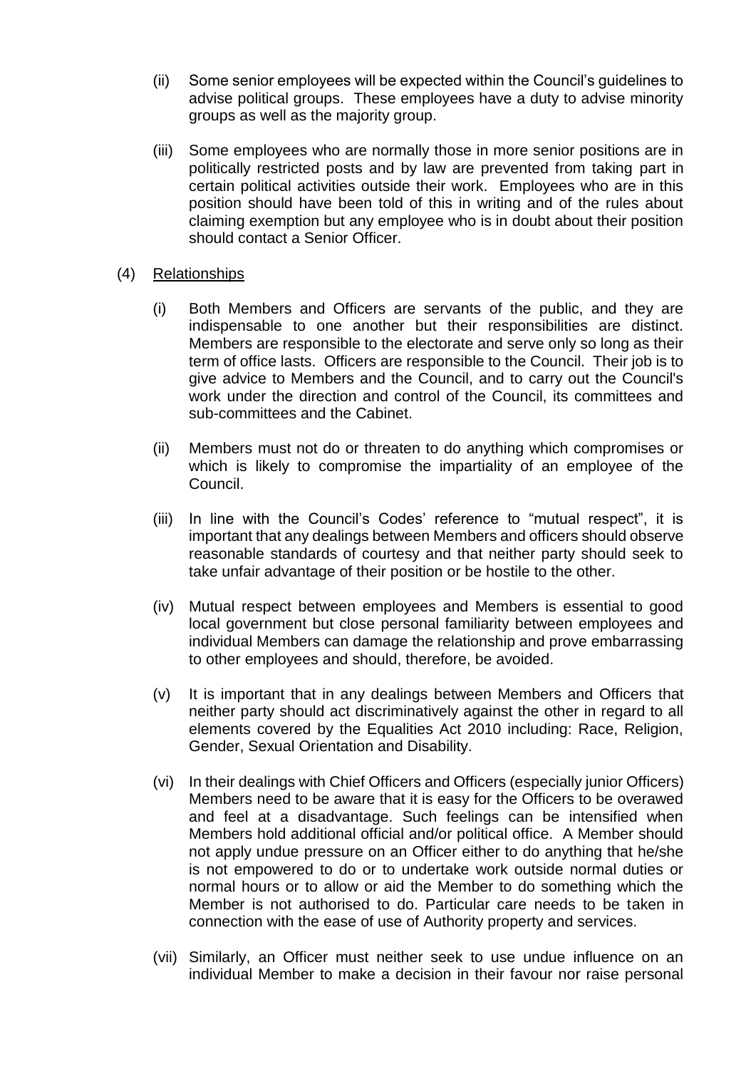(ii) Some senior employees will be expected within the Council's guidelines to advise political groups. These employees have a duty to advise minority groups as well as the majority group.

(iii) Some employees who are normally those in more senior positions are in politically restricted posts and by law are prevented from taking part in certain political activities outside their work. Employees who are in this position should have been told of this in writing and of the rules about claiming exemption but any employee who is in doubt about their position should contact a Senior Officer.

(4) <u>Relationships</u>

(i) Both Members and Officers are servants of the public, and they are indispensable to one another but their responsibilities are distinct. Members are responsible to the electorate and serve only so long as their term of office lasts. Officers are responsible to the Council. Their job is to give advice to Members and the Council, and to carry out the Council's work under the direction and control of the Council, its committees and sub-committees and the Cabinet.

(ii) Members must not do or threaten to do anything which compromises or which is likely to compromise the impartiality of an employee of the Council.

(iii) In line with the Council's Codes' reference to "mutual respect", it is important that any dealings between Members and officers should observe reasonable standards of courtesy and that neither party should seek to take unfair advantage of their position or be hostile to the other.

(iv) Mutual respect between employees and Members is essential to good local government but close personal familiarity between employees and individual Members can damage the relationship and prove embarrassing to other employees and should, therefore, be avoided.

(v) It is important that in any dealings between Members and Officers that neither party should act discriminatively against the other in regard to all elements covered by the Equalities Act 2010 including: Race, Religion, Gender, Sexual Orientation and Disability.

(vi) In their dealings with Chief Officers and Officers (especially junior Officers) Members need to be aware that it is easy for the Officers to be overawed and feel at a disadvantage. Such feelings can be intensified when Members hold additional official and/or political office. A Member should not apply undue pressure on an Officer either to do anything that he/she is not empowered to do or to undertake work outside normal duties or normal hours or to allow or aid the Member to do something which the Member is not authorised to do. Particular care needs to be taken in connection with the ease of use of Authority property and services.

(vii) Similarly, an Officer must neither seek to use undue influence on an individual Member to make a decision in their favour nor raise personal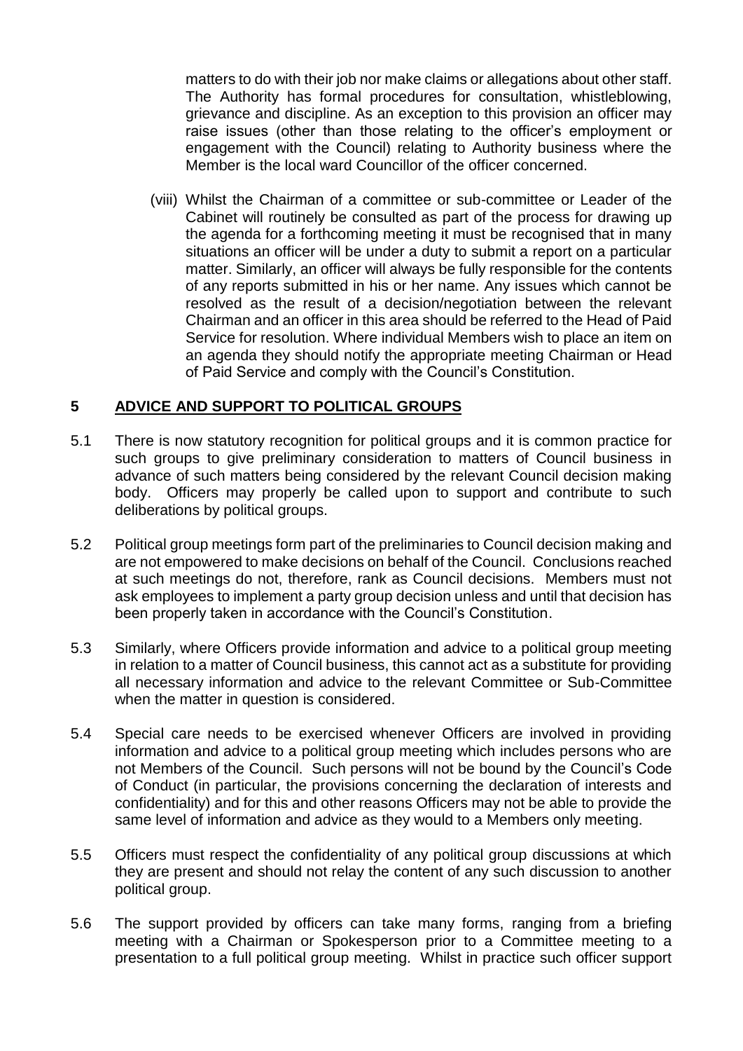matters to do with their job nor make claims or allegations about other staff. The Authority has formal procedures for consultation, whistleblowing, grievance and discipline. As an exception to this provision an officer may raise issues (other than those relating to the officer's employment or engagement with the Council) relating to Authority business where the Member is the local ward Councillor of the officer concerned.

(viii) Whilst the Chairman of a committee or sub-committee or Leader of the Cabinet will routinely be consulted as part of the process for drawing up the agenda for a forthcoming meeting it must be recognised that in many situations an officer will be under a duty to submit a report on a particular matter. Similarly, an officer will always be fully responsible for the contents of any reports submitted in his or her name. Any issues which cannot be resolved as the result of a decision/negotiation between the relevant Chairman and an officer in this area should be referred to the Head of Paid Service for resolution. Where individual Members wish to place an item on an agenda they should notify the appropriate meeting Chairman or Head of Paid Service and comply with the Council's Constitution.

## 5 ADVICE AND SUPPORT TO POLITICAL GROUPS

5.1 There is now statutory recognition for political groups and it is common practice for such groups to give preliminary consideration to matters of Council business in advance of such matters being considered by the relevant Council decision making body. Officers may properly be called upon to support and contribute to such deliberations by political groups.

5.2 Political group meetings form part of the preliminaries to Council decision making and are not empowered to make decisions on behalf of the Council. Conclusions reached at such meetings do not, therefore, rank as Council decisions. Members must not ask employees to implement a party group decision unless and until that decision has been properly taken in accordance with the Council's Constitution.

5.3 Similarly, where Officers provide information and advice to a political group meeting in relation to a matter of Council business, this cannot act as a substitute for providing all necessary information and advice to the relevant Committee or Sub-Committee when the matter in question is considered.

5.4 Special care needs to be exercised whenever Officers are involved in providing information and advice to a political group meeting which includes persons who are not Members of the Council. Such persons will not be bound by the Council's Code of Conduct (in particular, the provisions concerning the declaration of interests and confidentiality) and for this and other reasons Officers may not be able to provide the same level of information and advice as they would to a Members only meeting.

5.5 Officers must respect the confidentiality of any political group discussions at which they are present and should not relay the content of any such discussion to another political group.

5.6 The support provided by officers can take many forms, ranging from a briefing meeting with a Chairman or Spokesperson prior to a Committee meeting to a presentation to a full political group meeting. Whilst in practice such officer support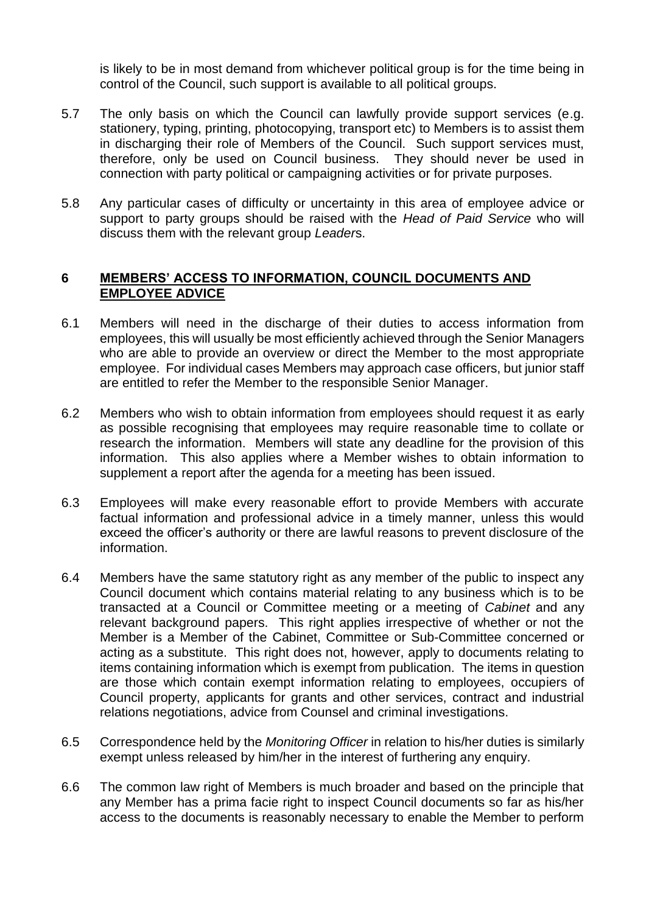is likely to be in most demand from whichever political group is for the time being in control of the Council, such support is available to all political groups.

5.7 The only basis on which the Council can lawfully provide support services (e.g. stationery, typing, printing, photocopying, transport etc) to Members is to assist them in discharging their role of Members of the Council. Such support services must, therefore, only be used on Council business. They should never be used in connection with party political or campaigning activities or for private purposes.

5.8 Any particular cases of difficulty or uncertainty in this area of employee advice or support to party groups should be raised with the *Head of Paid Service* who will discuss them with the relevant group *Leader*s.

## 6 MEMBERS' ACCESS TO INFORMATION, COUNCIL DOCUMENTS AND EMPLOYEE ADVICE

6.1 Members will need in the discharge of their duties to access information from employees, this will usually be most efficiently achieved through the Senior Managers who are able to provide an overview or direct the Member to the most appropriate employee. For individual cases Members may approach case officers, but junior staff are entitled to refer the Member to the responsible Senior Manager.

6.2 Members who wish to obtain information from employees should request it as early as possible recognising that employees may require reasonable time to collate or research the information. Members will state any deadline for the provision of this information. This also applies where a Member wishes to obtain information to supplement a report after the agenda for a meeting has been issued.

6.3 Employees will make every reasonable effort to provide Members with accurate factual information and professional advice in a timely manner, unless this would exceed the officer's authority or there are lawful reasons to prevent disclosure of the information.

6.4 Members have the same statutory right as any member of the public to inspect any Council document which contains material relating to any business which is to be transacted at a Council or Committee meeting or a meeting of *Cabinet* and any relevant background papers. This right applies irrespective of whether or not the Member is a Member of the Cabinet, Committee or Sub-Committee concerned or acting as a substitute. This right does not, however, apply to documents relating to items containing information which is exempt from publication. The items in question are those which contain exempt information relating to employees, occupiers of Council property, applicants for grants and other services, contract and industrial relations negotiations, advice from Counsel and criminal investigations.

6.5 Correspondence held by the *Monitoring Officer* in relation to his/her duties is similarly exempt unless released by him/her in the interest of furthering any enquiry.

6.6 The common law right of Members is much broader and based on the principle that any Member has a prima facie right to inspect Council documents so far as his/her access to the documents is reasonably necessary to enable the Member to perform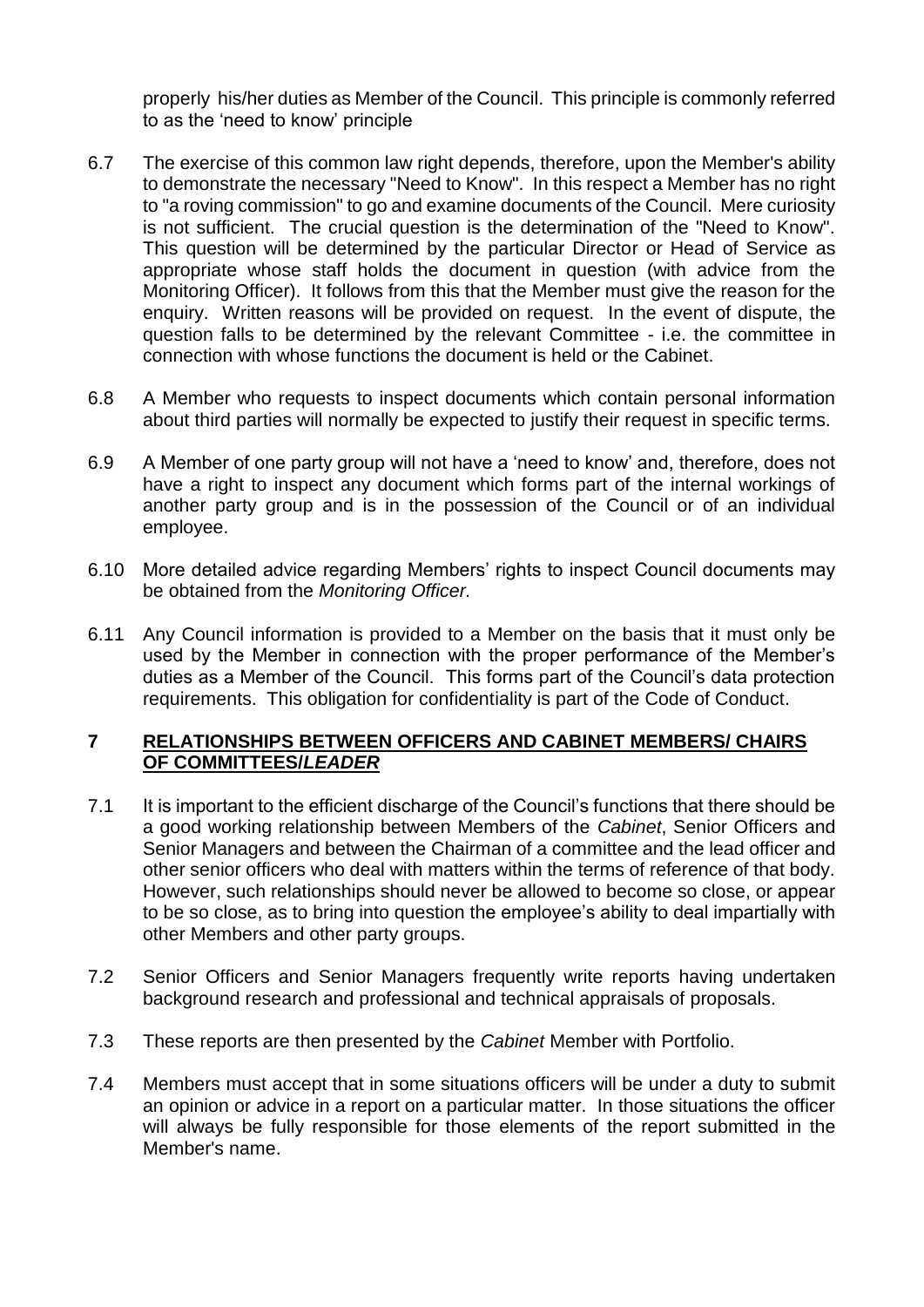properly his/her duties as Member of the Council. This principle is commonly referred to as the 'need to know' principle

6.7 The exercise of this common law right depends, therefore, upon the Member's ability to demonstrate the necessary "Need to Know". In this respect a Member has no right to "a roving commission" to go and examine documents of the Council. Mere curiosity is not sufficient. The crucial question is the determination of the "Need to Know". This question will be determined by the particular Director or Head of Service as appropriate whose staff holds the document in question (with advice from the Monitoring Officer). It follows from this that the Member must give the reason for the enquiry. Written reasons will be provided on request. In the event of dispute, the question falls to be determined by the relevant Committee - i.e. the committee in connection with whose functions the document is held or the Cabinet.

6.8 A Member who requests to inspect documents which contain personal information about third parties will normally be expected to justify their request in specific terms.

6.9 A Member of one party group will not have a 'need to know' and, therefore, does not have a right to inspect any document which forms part of the internal workings of another party group and is in the possession of the Council or of an individual employee.

6.10 More detailed advice regarding Members' rights to inspect Council documents may be obtained from the *Monitoring Officer.*

6.11 Any Council information is provided to a Member on the basis that it must only be used by the Member in connection with the proper performance of the Member's duties as a Member of the Council. This forms part of the Council's data protection requirements. This obligation for confidentiality is part of the Code of Conduct.

## 7 RELATIONSHIPS BETWEEN OFFICERS AND CABINET MEMBERS/ CHAIRS OF COMMITTEES/*LEADER*

7.1 It is important to the efficient discharge of the Council's functions that there should be a good working relationship between Members of the *Cabinet*, Senior Officers and Senior Managers and between the Chairman of a committee and the lead officer and other senior officers who deal with matters within the terms of reference of that body. However, such relationships should never be allowed to become so close, or appear to be so close, as to bring into question the employee's ability to deal impartially with other Members and other party groups.

7.2 Senior Officers and Senior Managers frequently write reports having undertaken background research and professional and technical appraisals of proposals.

7.3 These reports are then presented by the *Cabinet* Member with Portfolio.

7.4 Members must accept that in some situations officers will be under a duty to submit an opinion or advice in a report on a particular matter. In those situations the officer will always be fully responsible for those elements of the report submitted in the Member's name.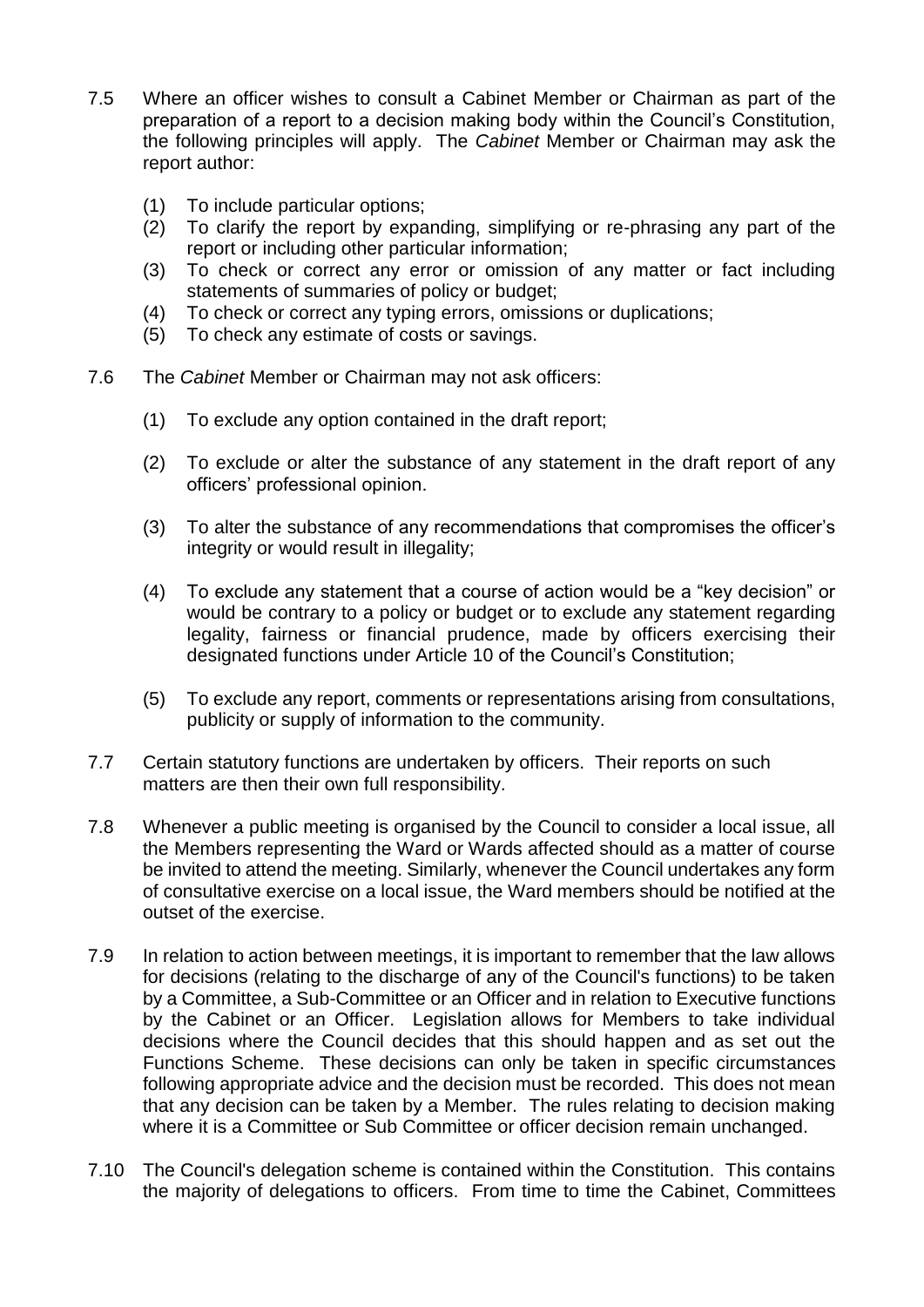7.5 Where an officer wishes to consult a Cabinet Member or Chairman as part of the preparation of a report to a decision making body within the Council's Constitution, the following principles will apply. The *Cabinet* Member or Chairman may ask the report author:

(1) To include particular options;
(2) To clarify the report by expanding, simplifying or re-phrasing any part of the report or including other particular information;
(3) To check or correct any error or omission of any matter or fact including statements of summaries of policy or budget;
(4) To check or correct any typing errors, omissions or duplications;
(5) To check any estimate of costs or savings.

7.6 The *Cabinet* Member or Chairman may not ask officers:

(1) To exclude any option contained in the draft report;

(2) To exclude or alter the substance of any statement in the draft report of any officers' professional opinion.

(3) To alter the substance of any recommendations that compromises the officer's integrity or would result in illegality;

(4) To exclude any statement that a course of action would be a "key decision" or would be contrary to a policy or budget or to exclude any statement regarding legality, fairness or financial prudence, made by officers exercising their designated functions under Article 10 of the Council's Constitution;

(5) To exclude any report, comments or representations arising from consultations, publicity or supply of information to the community.

7.7 Certain statutory functions are undertaken by officers. Their reports on such matters are then their own full responsibility.

7.8 Whenever a public meeting is organised by the Council to consider a local issue, all the Members representing the Ward or Wards affected should as a matter of course be invited to attend the meeting. Similarly, whenever the Council undertakes any form of consultative exercise on a local issue, the Ward members should be notified at the outset of the exercise.

7.9 In relation to action between meetings, it is important to remember that the law allows for decisions (relating to the discharge of any of the Council's functions) to be taken by a Committee, a Sub-Committee or an Officer and in relation to Executive functions by the Cabinet or an Officer. Legislation allows for Members to take individual decisions where the Council decides that this should happen and as set out the Functions Scheme. These decisions can only be taken in specific circumstances following appropriate advice and the decision must be recorded. This does not mean that any decision can be taken by a Member. The rules relating to decision making where it is a Committee or Sub Committee or officer decision remain unchanged.

7.10 The Council's delegation scheme is contained within the Constitution. This contains the majority of delegations to officers. From time to time the Cabinet, Committees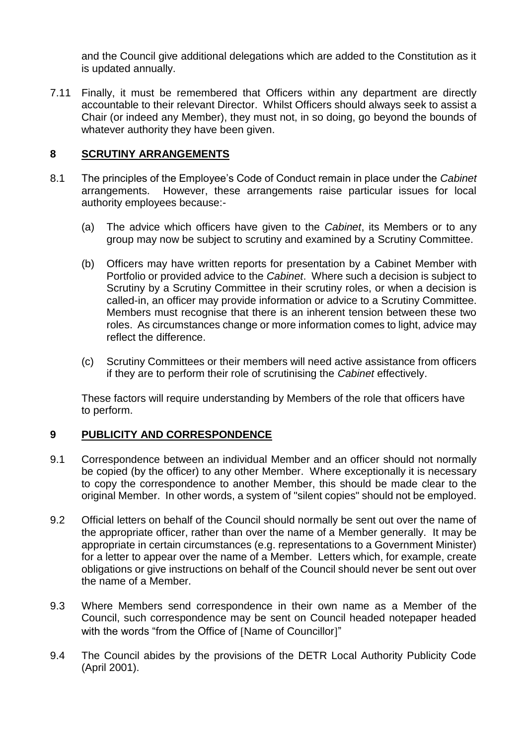and the Council give additional delegations which are added to the Constitution as it is updated annually.

7.11 Finally, it must be remembered that Officers within any department are directly accountable to their relevant Director. Whilst Officers should always seek to assist a Chair (or indeed any Member), they must not, in so doing, go beyond the bounds of whatever authority they have been given.

## 8 SCRUTINY ARRANGEMENTS

8.1 The principles of the Employee's Code of Conduct remain in place under the *Cabinet* arrangements. However, these arrangements raise particular issues for local authority employees because:-

(a) The advice which officers have given to the *Cabinet*, its Members or to any group may now be subject to scrutiny and examined by a Scrutiny Committee.

(b) Officers may have written reports for presentation by a Cabinet Member with Portfolio or provided advice to the *Cabinet*. Where such a decision is subject to Scrutiny by a Scrutiny Committee in their scrutiny roles, or when a decision is called-in, an officer may provide information or advice to a Scrutiny Committee. Members must recognise that there is an inherent tension between these two roles. As circumstances change or more information comes to light, advice may reflect the difference.

(c) Scrutiny Committees or their members will need active assistance from officers if they are to perform their role of scrutinising the *Cabinet* effectively.

These factors will require understanding by Members of the role that officers have to perform.

## 9 PUBLICITY AND CORRESPONDENCE

9.1 Correspondence between an individual Member and an officer should not normally be copied (by the officer) to any other Member. Where exceptionally it is necessary to copy the correspondence to another Member, this should be made clear to the original Member. In other words, a system of "silent copies" should not be employed.

9.2 Official letters on behalf of the Council should normally be sent out over the name of the appropriate officer, rather than over the name of a Member generally. It may be appropriate in certain circumstances (e.g. representations to a Government Minister) for a letter to appear over the name of a Member. Letters which, for example, create obligations or give instructions on behalf of the Council should never be sent out over the name of a Member.

9.3 Where Members send correspondence in their own name as a Member of the Council, such correspondence may be sent on Council headed notepaper headed with the words "from the Office of [Name of Councillor]"

9.4 The Council abides by the provisions of the DETR Local Authority Publicity Code (April 2001).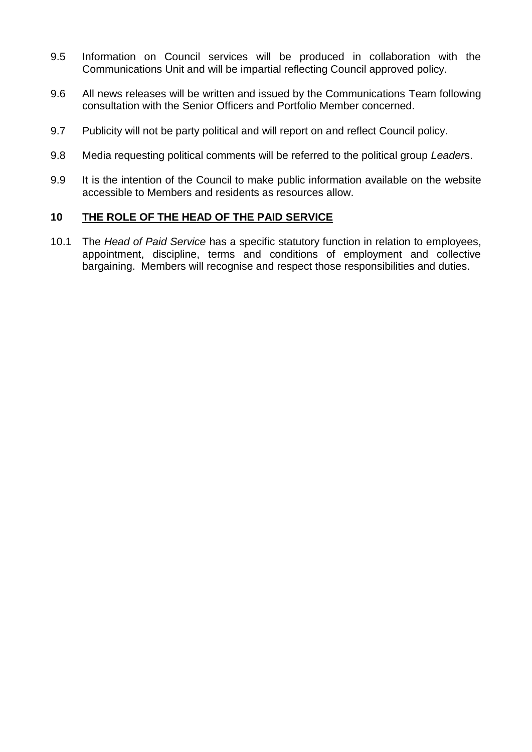9.5 Information on Council services will be produced in collaboration with the Communications Unit and will be impartial reflecting Council approved policy.

9.6 All news releases will be written and issued by the Communications Team following consultation with the Senior Officers and Portfolio Member concerned.

9.7 Publicity will not be party political and will report on and reflect Council policy.

9.8 Media requesting political comments will be referred to the political group *Leader*s.

9.9 It is the intention of the Council to make public information available on the website accessible to Members and residents as resources allow.

## 10 THE ROLE OF THE HEAD OF THE PAID SERVICE

10.1 The *Head of Paid Service* has a specific statutory function in relation to employees, appointment, discipline, terms and conditions of employment and collective bargaining. Members will recognise and respect those responsibilities and duties.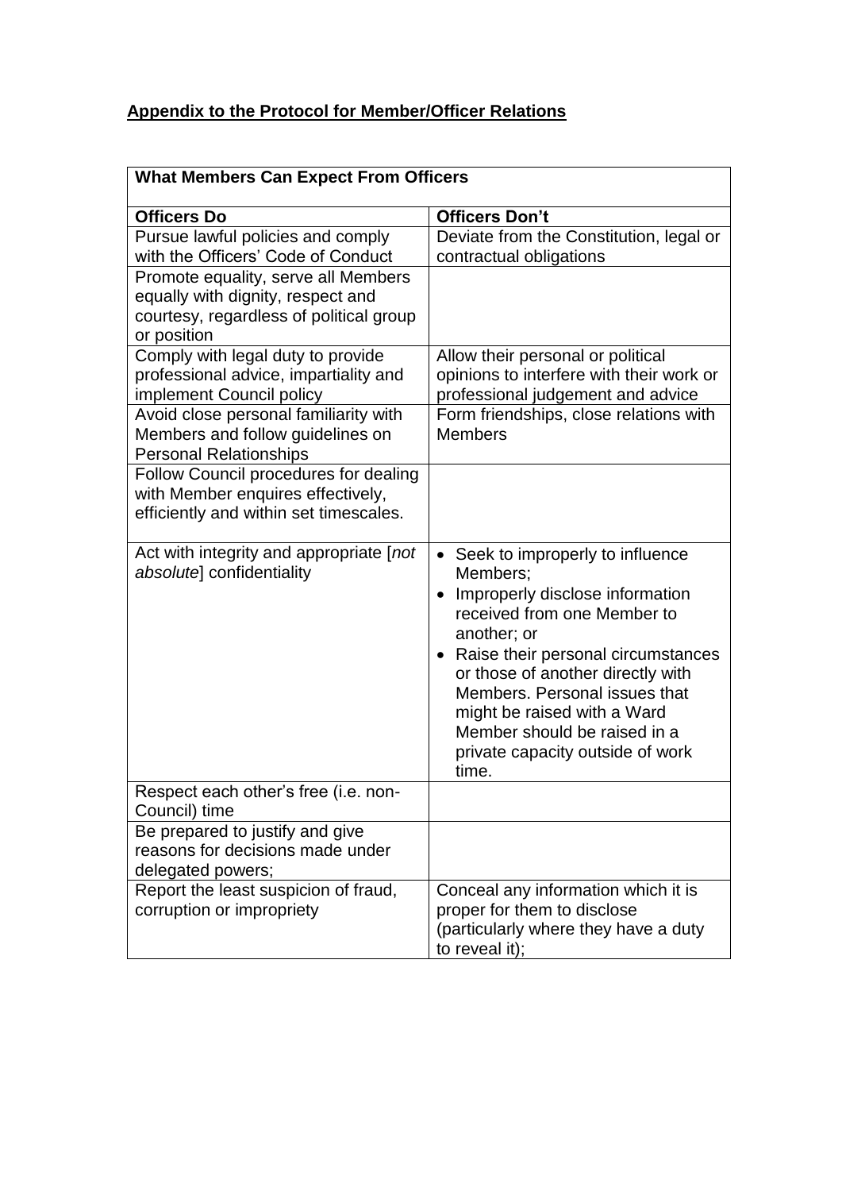**Appendix to the Protocol for Member/Officer Relations**

| What Members Can Expect From Officers | |
|---|---|
| **Officers Do** | **Officers Don't** |
| Pursue lawful policies and comply with the Officers' Code of Conduct | Deviate from the Constitution, legal or contractual obligations |
| Promote equality, serve all Members equally with dignity, respect and courtesy, regardless of political group or position | |
| Comply with legal duty to provide professional advice, impartiality and implement Council policy | Allow their personal or political opinions to interfere with their work or professional judgement and advice |
| Avoid close personal familiarity with Members and follow guidelines on Personal Relationships | Form friendships, close relations with Members |
| Follow Council procedures for dealing with Member enquires effectively, efficiently and within set timescales. | |
| Act with integrity and appropriate [*not absolute*] confidentiality | • Seek to improperly to influence Members;<br>• Improperly disclose information received from one Member to another; or<br>• Raise their personal circumstances or those of another directly with Members. Personal issues that might be raised with a Ward Member should be raised in a private capacity outside of work time. |
| Respect each other's free (i.e. non-Council) time | |
| Be prepared to justify and give reasons for decisions made under delegated powers; | |
| Report the least suspicion of fraud, corruption or impropriety | Conceal any information which it is proper for them to disclose (particularly where they have a duty to reveal it); |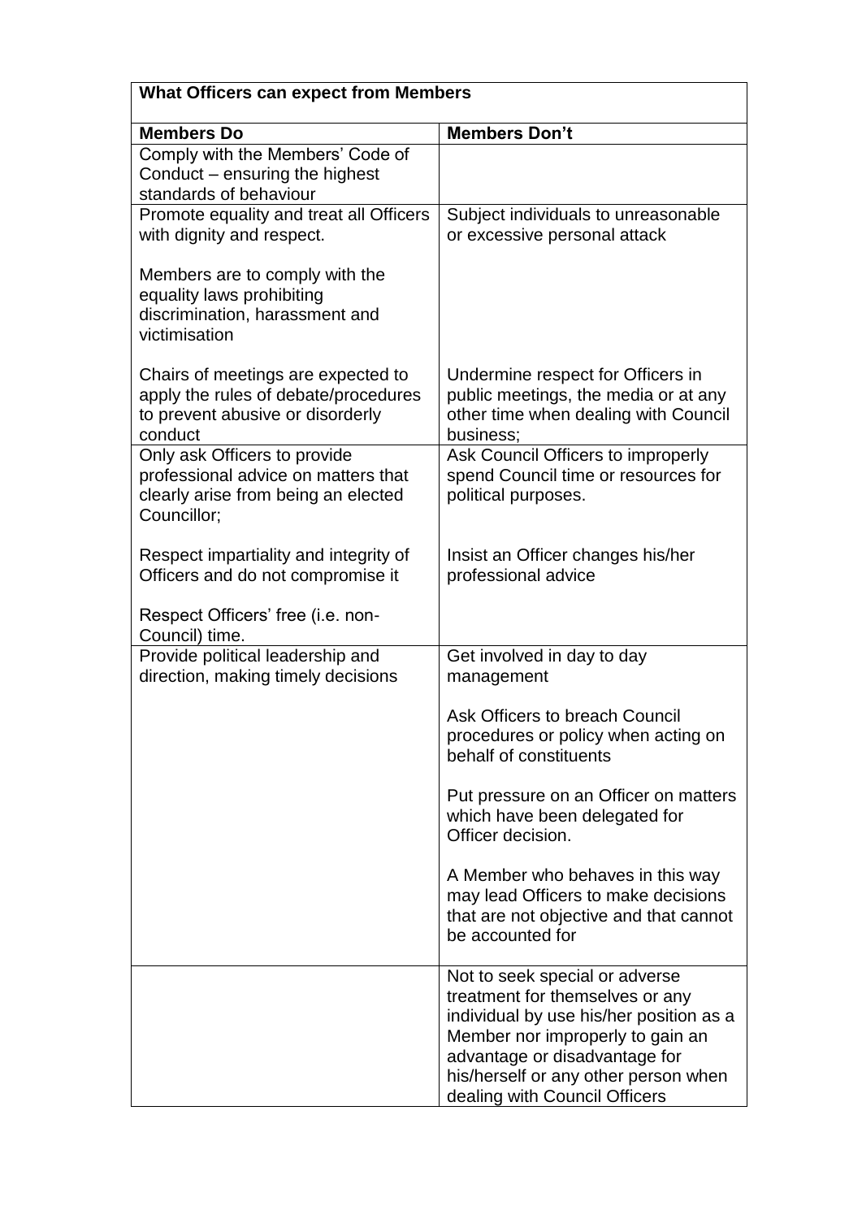| What Officers can expect from Members | |
|---|---|
| **Members Do** | **Members Don't** |
| Comply with the Members' Code of Conduct – ensuring the highest standards of behaviour | |
| Promote equality and treat all Officers with dignity and respect.<br><br>Members are to comply with the equality laws prohibiting discrimination, harassment and victimisation<br><br>Chairs of meetings are expected to apply the rules of debate/procedures to prevent abusive or disorderly conduct | Subject individuals to unreasonable or excessive personal attack<br><br>Undermine respect for Officers in public meetings, the media or at any other time when dealing with Council business; |
| Only ask Officers to provide professional advice on matters that clearly arise from being an elected Councillor;<br><br>Respect impartiality and integrity of Officers and do not compromise it<br><br>Respect Officers' free (i.e. non-Council) time. | Ask Council Officers to improperly spend Council time or resources for political purposes.<br><br>Insist an Officer changes his/her professional advice |
| Provide political leadership and direction, making timely decisions | Get involved in day to day management<br><br>Ask Officers to breach Council procedures or policy when acting on behalf of constituents<br><br>Put pressure on an Officer on matters which have been delegated for Officer decision.<br><br>A Member who behaves in this way may lead Officers to make decisions that are not objective and that cannot be accounted for |
| | Not to seek special or adverse treatment for themselves or any individual by use his/her position as a Member nor improperly to gain an advantage or disadvantage for his/herself or any other person when dealing with Council Officers |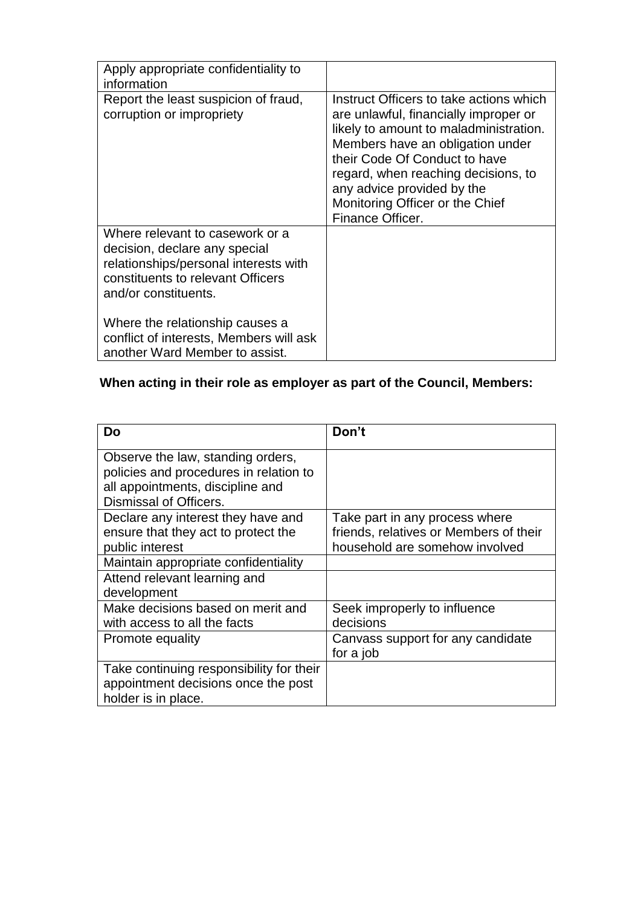| | |
|---|---|
| Apply appropriate confidentiality to information | |
| Report the least suspicion of fraud, corruption or impropriety | Instruct Officers to take actions which are unlawful, financially improper or likely to amount to maladministration. Members have an obligation under their Code Of Conduct to have regard, when reaching decisions, to any advice provided by the Monitoring Officer or the Chief Finance Officer. |
| Where relevant to casework or a decision, declare any special relationships/personal interests with constituents to relevant Officers and/or constituents.<br><br>Where the relationship causes a conflict of interests, Members will ask another Ward Member to assist. | |

**When acting in their role as employer as part of the Council, Members:**

| Do | Don't |
|---|---|
| Observe the law, standing orders, policies and procedures in relation to all appointments, discipline and Dismissal of Officers. | |
| Declare any interest they have and ensure that they act to protect the public interest | Take part in any process where friends, relatives or Members of their household are somehow involved |
| Maintain appropriate confidentiality | |
| Attend relevant learning and development | |
| Make decisions based on merit and with access to all the facts | Seek improperly to influence decisions |
| Promote equality | Canvass support for any candidate for a job |
| Take continuing responsibility for their appointment decisions once the post holder is in place. | |